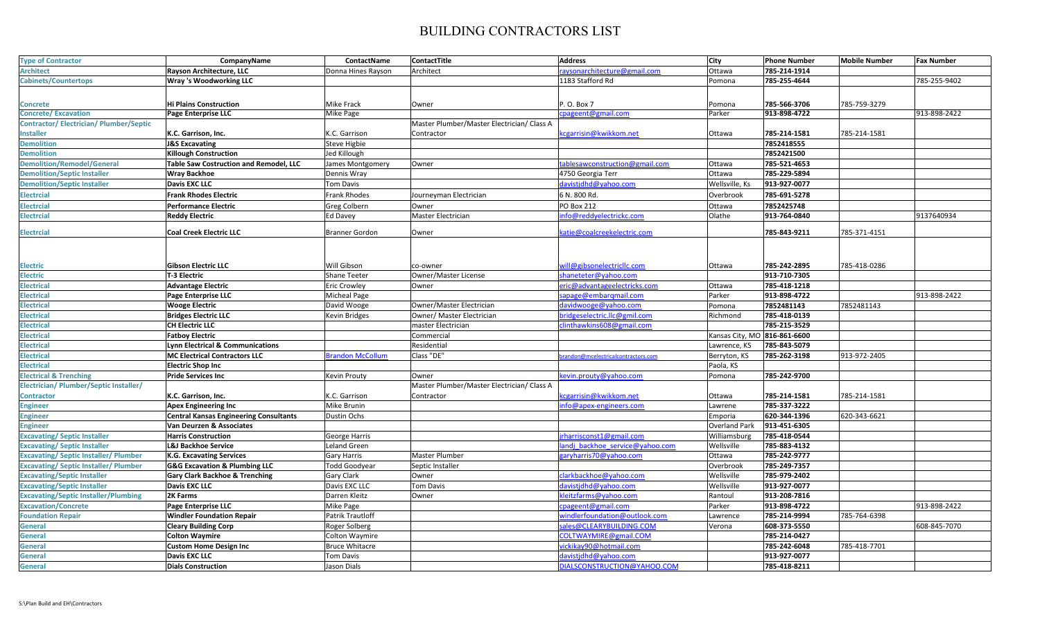# BUILDING CONTRACTORS LIST

| Type of Contractor | CompanyName | ContactName | ContactTitle | Address | City | Phone Number | Mobile Number | Fax Number |
|---|---|---|---|---|---|---|---|---|
| Architect | Rayson Architecture, LLC | Donna Hines Rayson | Architect | raysonarchitecture@gmail.com | Ottawa | 785-214-1914 | | |
| Cabinets/Countertops | Wray 's Woodworking LLC | | | 1183 Stafford Rd | Pomona | 785-255-4644 | | 785-255-9402 |
| Concrete | Hi Plains Construction | Mike Frack | Owner | P. O. Box 7 | Pomona | 785-566-3706 | 785-759-3279 | |
| Concrete/ Excavation | Page Enterprise LLC | Mike Page | | cpageent@gmail.com | Parker | 913-898-4722 | | 913-898-2422 |
| Contractor/ Electrician/ Plumber/Septic Installer | K.C. Garrison, Inc. | K.C. Garrison | Master Plumber/Master Electrician/ Class A Contractor | kcgarrisin@kwikkom.net | Ottawa | 785-214-1581 | 785-214-1581 | |
| Demolition | J&S Excavating | Steve Higbie | | | | 7852418555 | | |
| Demolition | Killough Construction | Jed Killough | | | | 7852421500 | | |
| Demolition/Remodel/General | Table Saw Costruction and Remodel, LLC | James Montgomery | Owner | tablesawconstruction@gmail.com | Ottawa | 785-521-4653 | | |
| Demolition/Septic Installer | Wray Backhoe | Dennis Wray | | 4750 Georgia Terr | Ottawa | 785-229-5894 | | |
| Demolition/Septic Installer | Davis EXC LLC | Tom Davis | | davistjdhd@yahoo.com | Wellsville, Ks | 913-927-0077 | | |
| Electrcial | Frank Rhodes Electric | Frank Rhodes | Journeyman Electrician | 6 N. 800 Rd. | Overbrook | 785-691-5278 | | |
| Electrcial | Performance Electric | Greg Colbern | Owner | PO Box 212 | Ottawa | 7852425748 | | |
| Electrcial | Reddy Electric | Ed Davey | Master Electrician | info@reddyelectrickc.com | Olathe | 913-764-0840 | | 9137640934 |
| Electrcial | Coal Creek Electric LLC | Branner Gordon | Owner | katie@coalcreekelectric.com | | 785-843-9211 | 785-371-4151 | |
| Electric | Gibson Electric LLC | Will Gibson | co-owner | will@gibsonelectricllc.com | Ottawa | 785-242-2895 | 785-418-0286 | |
| Electric | T-3 Electric | Shane Teeter | Owner/Master License | shaneteter@yahoo.com | | 913-710-7305 | | |
| Electrical | Advantage Electric | Eric Crowley | Owner | eric@advantageelectricks.com | Ottawa | 785-418-1218 | | |
| Electrical | Page Enterprise LLC | Micheal Page | | sapage@embarqmail.com | Parker | 913-898-4722 | | 913-898-2422 |
| Electrical | Wooge Electric | David Wooge | Owner/Master Electrician | davidwooge@yahoo.com | Pomona | 7852481143 | 7852481143 | |
| Electrical | Bridges Electric LLC | Kevin Bridges | Owner/ Master Electrician | bridgeselectric.llc@gmil.com | Richmond | 785-418-0139 | | |
| Electrical | CH Electric LLC | | master Electrician | clinthawkins608@gmail.com | | 785-215-3529 | | |
| Electrical | Fatboy Electric | | Commercial | | Kansas City, MO | 816-861-6600 | | |
| Electrical | Lynn Electrical & Communications | | Residential | | Lawrence, KS | 785-843-5079 | | |
| Electrical | MC Electrical Contractors LLC | Brandon McCollum | Class "DE" | brandon@mcelectricalcontractors.com | Berryton, KS | 785-262-3198 | 913-972-2405 | |
| Electrical | Electric Shop Inc | | | | Paola, KS | | | |
| Electrical & Trenching | Pride Services Inc | Kevin Prouty | Owner | kevin.prouty@yahoo.com | Pomona | 785-242-9700 | | |
| Electrician/ Plumber/Septic Installer/ Contractor | K.C. Garrison, Inc. | K.C. Garrison | Master Plumber/Master Electrician/ Class A Contractor | kcgarrisin@kwikkom.net | Ottawa | 785-214-1581 | 785-214-1581 | |
| Engineer | Apex Engineering Inc | Mike Brunin | | info@apex-engineers.com | Lawrene | 785-337-3222 | | |
| Engineer | Central Kansas Engineering Consultants | Dustin Ochs | | | Emporia | 620-344-1396 | 620-343-6621 | |
| Engineer | Van Deurzen & Associates | | | | Overland Park | 913-451-6305 | | |
| Excavating/ Septic Installer | Harris Construction | George Harris | | jrharrisconst1@gmail.com | Williamsburg | 785-418-0544 | | |
| Excavating/ Septic Installer | L&J Backhoe Service | Leland Green | | landj_backhoe_service@yahoo.com | Wellsville | 785-883-4132 | | |
| Excavating/ Septic Installer/ Plumber | K.G. Excavating Services | Gary Harris | Master Plumber | garyharris70@yahoo.com | Ottawa | 785-242-9777 | | |
| Excavating/ Septic Installer/ Plumber | G&G Excavation & Plumbing LLC | Todd Goodyear | Septic Installer | | Overbrook | 785-249-7357 | | |
| Excavating/Septic Installer | Gary Clark Backhoe & Trenching | Gary Clark | Owner | clarkbackhoe@yahoo.com | Wellsville | 785-979-2402 | | |
| Excavating/Septic Installer | Davis EXC LLC | Tom Davis | | davistjdhd@yahoo.com | Wellsville | 913-927-0077 | | |
| Excavating/Septic Installer/Plumbing | 2K Farms | Darren Kleitz | Owner | kleitzfarms@yahoo.com | Rantoul | 913-208-7816 | | |
| Excavation/Concrete | Page Enterprise LLC | Mike Page | | cpageent@gmail.com | Parker | 913-898-4722 | | 913-898-2422 |
| Foundation Repair | Windler Foundation Repair | Patrick Trautloff | | windlerfoundation@outlook.com | Lawrence | 785-214-9994 | 785-764-6398 | |
| General | Cleary Building Corp | Roger Solberg | | sales@CLEARYBUILDING.COM | Verona | 608-373-5550 | | 608-845-7070 |
| General | Colton Waymire | Colton Waymire | | COLTWAYMIRE@gmail.COM | | 785-214-0427 | | |
| General | Custom Home Design Inc | Bruce Whitacre | | vickikay90@hotmail.com | | 785-242-6048 | 785-418-7701 | |
| General | Davis EXC LLC | Tom Davis | | davistjdhd@yahoo.com | | 913-927-0077 | | |
| General | Dials Construction | Jason Dials | | DIALSCONSTRUCTION@YAHOO.COM | | 785-418-8211 | | |

S:\Plan Build and EH\Contractors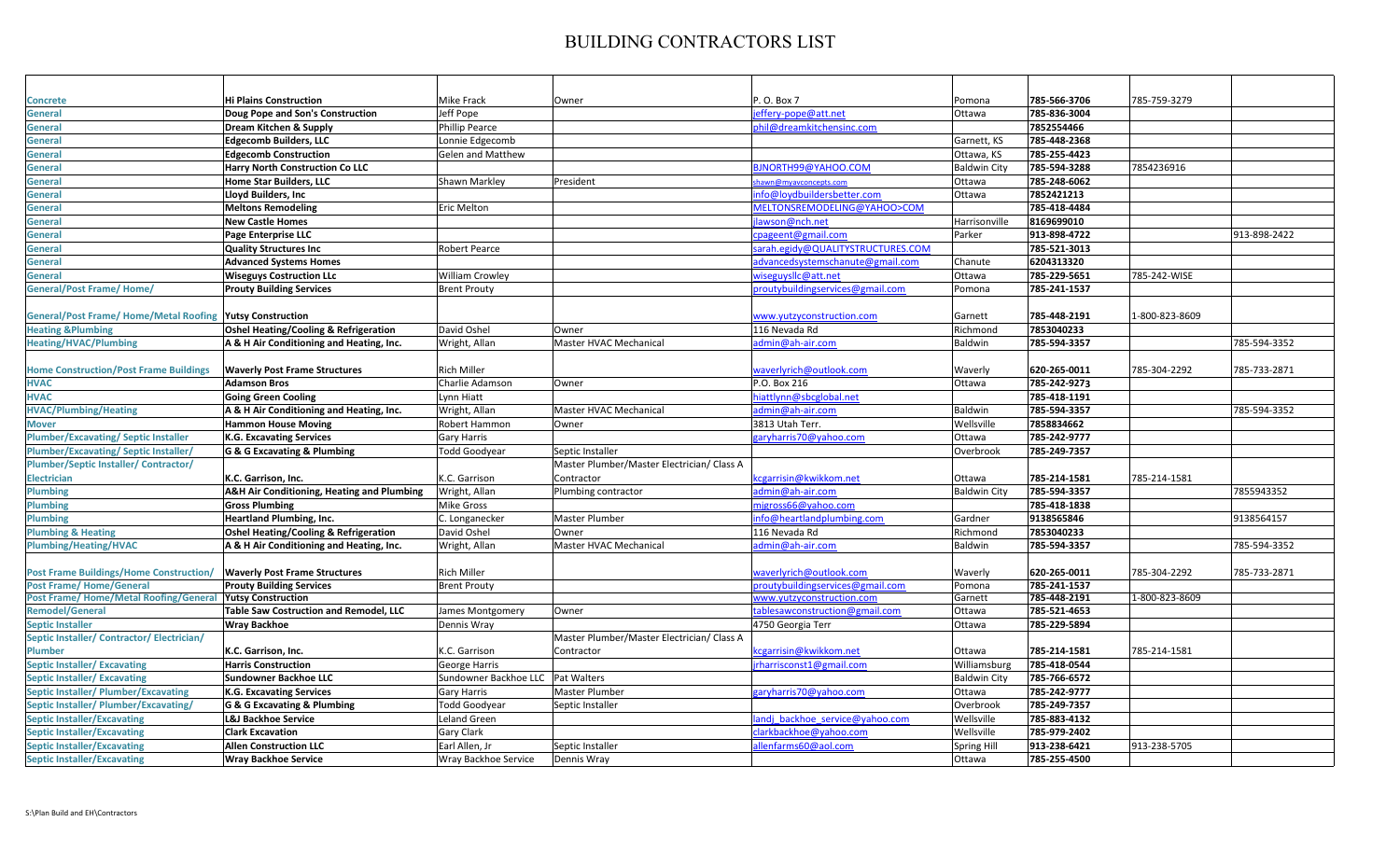# BUILDING CONTRACTORS LIST

| | | | | | | | | |
|---|---|---|---|---|---|---|---|---|
| Concrete | **Hi Plains Construction** | Mike Frack | Owner | P. O. Box 7 | Pomona | **785-566-3706** | 785-759-3279 | |
| General | **Doug Pope and Son's Construction** | Jeff Pope | | jeffery-pope@att.net | Ottawa | **785-836-3004** | | |
| General | **Dream Kitchen & Supply** | Phillip Pearce | | phil@dreamkitchensinc.com | | **7852554466** | | |
| General | **Edgecomb Builders, LLC** | Lonnie Edgecomb | | | Garnett, KS | **785-448-2368** | | |
| General | **Edgecomb Construction** | Gelen and Matthew | | | Ottawa, KS | **785-255-4423** | | |
| General | **Harry North Construction Co LLC** | | | BJNORTH99@YAHOO.COM | Baldwin City | **785-594-3288** | 7854236916 | |
| General | **Home Star Builders, LLC** | Shawn Markley | President | shawn@myavconcepts.com | Ottawa | **785-248-6062** | | |
| General | **Lloyd Builders, Inc** | | | info@loydbuildersbetter.com | Ottawa | **7852421213** | | |
| General | **Meltons Remodeling** | Eric Melton | | MELTONSREMODELING@YAHOO>COM | | **785-418-4484** | | |
| General | **New Castle Homes** | | | jlawson@nch.net | Harrisonville | **8169699010** | | |
| General | **Page Enterprise LLC** | | | cpageent@gmail.com | Parker | **913-898-4722** | | 913-898-2422 |
| General | **Quality Structures Inc** | Robert Pearce | | sarah.egidy@QUALITYSTRUCTURES.COM | | **785-521-3013** | | |
| General | **Advanced Systems Homes** | | | advancedsystemschanute@gmail.com | Chanute | **6204313320** | | |
| General | **Wiseguys Costruction LLc** | William Crowley | | wiseguysllc@att.net | Ottawa | **785-229-5651** | 785-242-WISE | |
| General/Post Frame/ Home/ | **Prouty Building Services** | Brent Prouty | | proutybuildingservices@gmail.com | Pomona | **785-241-1537** | | |
| General/Post Frame/ Home/Metal Roofing | **Yutsy Construction** | | | www.yutzyconstruction.com | Garnett | **785-448-2191** | 1-800-823-8609 | |
| Heating &Plumbing | **Oshel Heating/Cooling & Refrigeration** | David Oshel | Owner | 116 Nevada Rd | Richmond | **7853040233** | | |
| Heating/HVAC/Plumbing | **A & H Air Conditioning and Heating, Inc.** | Wright, Allan | Master HVAC Mechanical | admin@ah-air.com | Baldwin | **785-594-3357** | | 785-594-3352 |
| Home Construction/Post Frame Buildings | **Waverly Post Frame Structures** | Rich Miller | | waverlyrich@outlook.com | Waverly | **620-265-0011** | 785-304-2292 | 785-733-2871 |
| HVAC | **Adamson Bros** | Charlie Adamson | Owner | P.O. Box 216 | Ottawa | **785-242-9273** | | |
| HVAC | **Going Green Cooling** | Lynn Hiatt | | hiattlynn@sbcglobal.net | | **785-418-1191** | | |
| HVAC/Plumbing/Heating | **A & H Air Conditioning and Heating, Inc.** | Wright, Allan | Master HVAC Mechanical | admin@ah-air.com | Baldwin | **785-594-3357** | | 785-594-3352 |
| Mover | **Hammon House Moving** | Robert Hammon | Owner | 3813 Utah Terr. | Wellsville | **7858834662** | | |
| Plumber/Excavating/ Septic Installer | **K.G. Excavating Services** | Gary Harris | | garyharris70@yahoo.com | Ottawa | **785-242-9777** | | |
| Plumber/Excavating/ Septic Installer/ | **G & G Excavating & Plumbing** | Todd Goodyear | Septic Installer | | Overbrook | **785-249-7357** | | |
| Plumber/Septic Installer/ Contractor/ Electrician | **K.C. Garrison, Inc.** | K.C. Garrison | Master Plumber/Master Electrician/ Class A Contractor | kcgarrisin@kwikkom.net | Ottawa | **785-214-1581** | 785-214-1581 | |
| Plumbing | **A&H Air Conditioning, Heating and Plumbing** | Wright, Allan | Plumbing contractor | admin@ah-air.com | Baldwin City | **785-594-3357** | | 7855943352 |
| Plumbing | **Gross Plumbing** | Mike Gross | | mjgross66@yahoo.com | | **785-418-1838** | | |
| Plumbing | **Heartland Plumbing, Inc.** | C. Longanecker | Master Plumber | info@heartlandplumbing.com | Gardner | **9138565846** | | 9138564157 |
| Plumbing & Heating | **Oshel Heating/Cooling & Refrigeration** | David Oshel | Owner | 116 Nevada Rd | Richmond | **7853040233** | | |
| Plumbing/Heating/HVAC | **A & H Air Conditioning and Heating, Inc.** | Wright, Allan | Master HVAC Mechanical | admin@ah-air.com | Baldwin | **785-594-3357** | | 785-594-3352 |
| Post Frame Buildings/Home Construction/ | **Waverly Post Frame Structures** | Rich Miller | | waverlyrich@outlook.com | Waverly | **620-265-0011** | 785-304-2292 | 785-733-2871 |
| Post Frame/ Home/General | **Prouty Building Services** | Brent Prouty | | proutybuildingservices@gmail.com | Pomona | **785-241-1537** | | |
| Post Frame/ Home/Metal Roofing/General | **Yutsy Construction** | | | www.yutzyconstruction.com | Garnett | **785-448-2191** | 1-800-823-8609 | |
| Remodel/General | **Table Saw Costruction and Remodel, LLC** | James Montgomery | Owner | tablesawconstruction@gmail.com | Ottawa | **785-521-4653** | | |
| Septic Installer | **Wray Backhoe** | Dennis Wray | | 4750 Georgia Terr | Ottawa | **785-229-5894** | | |
| Septic Installer/ Contractor/ Electrician/ Plumber | **K.C. Garrison, Inc.** | K.C. Garrison | Master Plumber/Master Electrician/ Class A Contractor | kcgarrisin@kwikkom.net | Ottawa | **785-214-1581** | 785-214-1581 | |
| Septic Installer/ Excavating | **Harris Construction** | George Harris | | jrharrisconst1@gmail.com | Williamsburg | **785-418-0544** | | |
| Septic Installer/ Excavating | **Sundowner Backhoe LLC** | Sundowner Backhoe LLC | Pat Walters | | Baldwin City | **785-766-6572** | | |
| Septic Installer/ Plumber/Excavating | **K.G. Excavating Services** | Gary Harris | Master Plumber | garyharris70@yahoo.com | Ottawa | **785-242-9777** | | |
| Septic Installer/ Plumber/Excavating/ | **G & G Excavating & Plumbing** | Todd Goodyear | Septic Installer | | Overbrook | **785-249-7357** | | |
| Septic Installer/Excavating | **L&J Backhoe Service** | Leland Green | | landj_backhoe_service@yahoo.com | Wellsville | **785-883-4132** | | |
| Septic Installer/Excavating | **Clark Excavation** | Gary Clark | | clarkbackhoe@yahoo.com | Wellsville | **785-979-2402** | | |
| Septic Installer/Excavating | **Allen Construction LLC** | Earl Allen, Jr | Septic Installer | allenfarms60@aol.com | Spring Hill | **913-238-6421** | 913-238-5705 | |
| Septic Installer/Excavating | **Wray Backhoe Service** | Wray Backhoe Service | Dennis Wray | | Ottawa | **785-255-4500** | | |

S:\Plan Build and EH\Contractors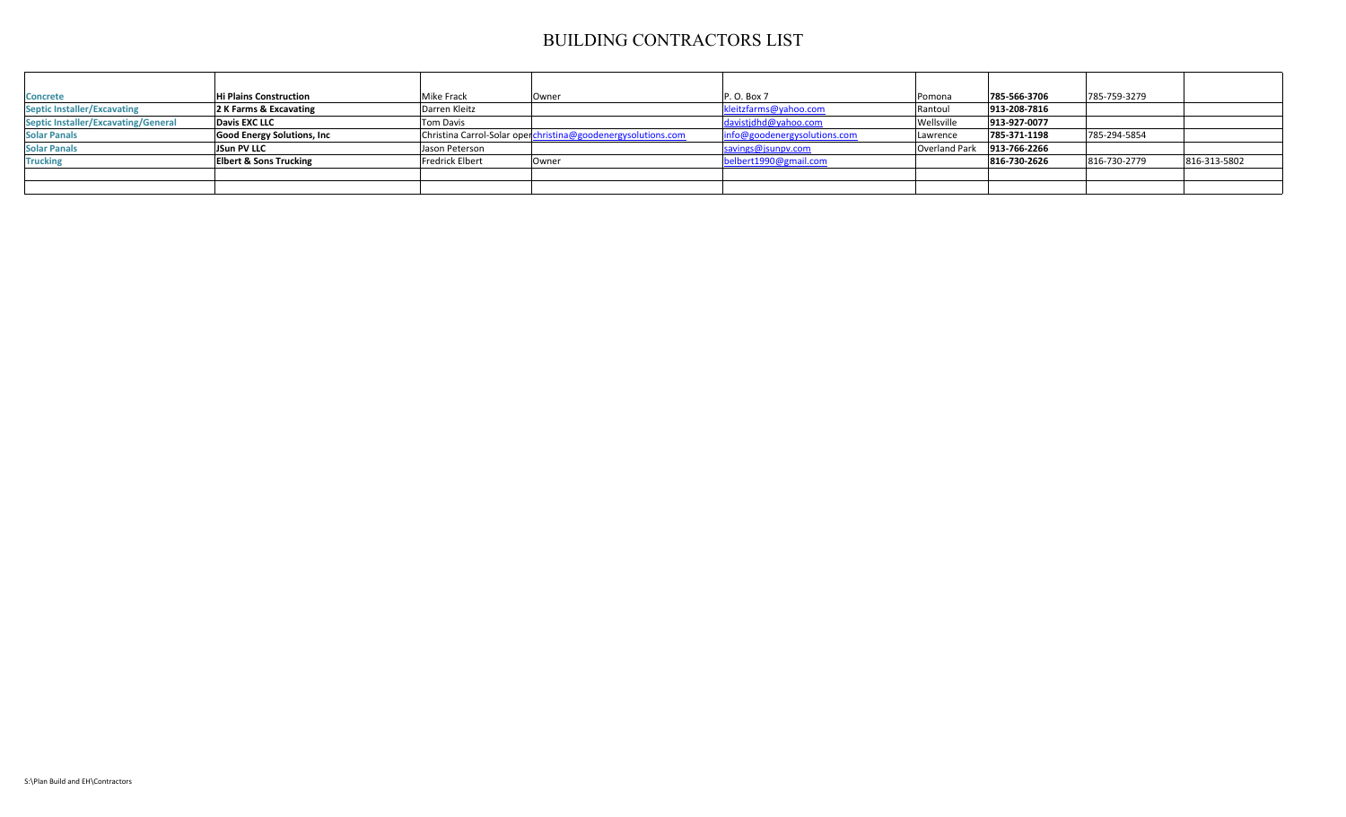# BUILDING CONTRACTORS LIST

| | | | | | | | | |
|---|---|---|---|---|---|---|---|---|
| | | | | | | | | |
| **Concrete** | **Hi Plains Construction** | Mike Frack | Owner | P. O. Box 7 | Pomona | **785-566-3706** | 785-759-3279 | |
| **Septic Installer/Excavating** | **2 K Farms & Excavating** | Darren Kleitz | | kleitzfarms@yahoo.com | Rantoul | **913-208-7816** | | |
| **Septic Installer/Excavating/General** | **Davis EXC LLC** | Tom Davis | | davistjdhd@yahoo.com | Wellsville | **913-927-0077** | | |
| **Solar Panals** | **Good Energy Solutions, Inc** | Christina Carrol-Solar oper | christina@goodenergysolutions.com | info@goodenergysolutions.com | Lawrence | **785-371-1198** | 785-294-5854 | |
| **Solar Panals** | **JSun PV LLC** | Jason Peterson | | savings@jsunpv.com | Overland Park | **913-766-2266** | | |
| **Trucking** | **Elbert & Sons Trucking** | Fredrick Elbert | Owner | belbert1990@gmail.com | | **816-730-2626** | 816-730-2779 | 816-313-5802 |
| | | | | | | | | |
| | | | | | | | | |

S:\Plan Build and EH\Contractors